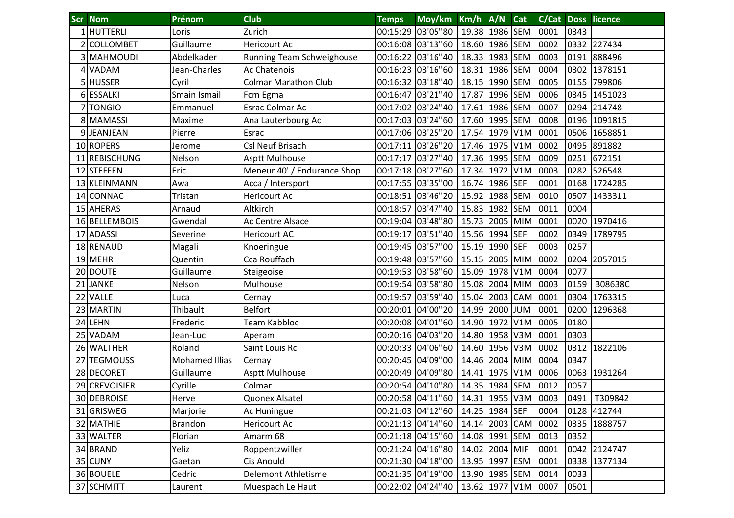| Scr | Nom | Prénom | Club | Temps | Moy/km | Km/h | A/N | Cat | C/Cat | Doss | licence |
|---|---|---|---|---|---|---|---|---|---|---|---|
| 1 | HUTTERLI | Loris | Zurich | 00:15:29 | 03'05"80 | 19.38 | 1986 | SEM | 0001 | 0343 | |
| 2 | COLLOMBET | Guillaume | Hericourt Ac | 00:16:08 | 03'13"60 | 18.60 | 1986 | SEM | 0002 | 0332 | 227434 |
| 3 | MAHMOUDI | Abdelkader | Running Team Schweighouse | 00:16:22 | 03'16"40 | 18.33 | 1983 | SEM | 0003 | 0191 | 888496 |
| 4 | VADAM | Jean-Charles | Ac Chatenois | 00:16:23 | 03'16"60 | 18.31 | 1986 | SEM | 0004 | 0302 | 1378151 |
| 5 | HUSSER | Cyril | Colmar Marathon Club | 00:16:32 | 03'18"40 | 18.15 | 1990 | SEM | 0005 | 0155 | 799806 |
| 6 | ESSALKI | Smain Ismail | Fcm Egma | 00:16:47 | 03'21"40 | 17.87 | 1996 | SEM | 0006 | 0345 | 1451023 |
| 7 | TONGIO | Emmanuel | Esrac Colmar Ac | 00:17:02 | 03'24"40 | 17.61 | 1986 | SEM | 0007 | 0294 | 214748 |
| 8 | MAMASSI | Maxime | Ana Lauterbourg Ac | 00:17:03 | 03'24"60 | 17.60 | 1995 | SEM | 0008 | 0196 | 1091815 |
| 9 | JEANJEAN | Pierre | Esrac | 00:17:06 | 03'25"20 | 17.54 | 1979 | V1M | 0001 | 0506 | 1658851 |
| 10 | ROPERS | Jerome | Csl Neuf Brisach | 00:17:11 | 03'26"20 | 17.46 | 1975 | V1M | 0002 | 0495 | 891882 |
| 11 | REBISCHUNG | Nelson | Asptt Mulhouse | 00:17:17 | 03'27"40 | 17.36 | 1995 | SEM | 0009 | 0251 | 672151 |
| 12 | STEFFEN | Eric | Meneur 40' / Endurance Shop | 00:17:18 | 03'27"60 | 17.34 | 1972 | V1M | 0003 | 0282 | 526548 |
| 13 | KLEINMANN | Awa | Acca / Intersport | 00:17:55 | 03'35"00 | 16.74 | 1986 | SEF | 0001 | 0168 | 1724285 |
| 14 | CONNAC | Tristan | Hericourt Ac | 00:18:51 | 03'46"20 | 15.92 | 1988 | SEM | 0010 | 0507 | 1433311 |
| 15 | AHERAS | Arnaud | Altkirch | 00:18:57 | 03'47"40 | 15.83 | 1982 | SEM | 0011 | 0004 | |
| 16 | BELLEMBOIS | Gwendal | Ac Centre Alsace | 00:19:04 | 03'48"80 | 15.73 | 2005 | MIM | 0001 | 0020 | 1970416 |
| 17 | ADASSI | Severine | Hericourt AC | 00:19:17 | 03'51"40 | 15.56 | 1994 | SEF | 0002 | 0349 | 1789795 |
| 18 | RENAUD | Magali | Knoeringue | 00:19:45 | 03'57"00 | 15.19 | 1990 | SEF | 0003 | 0257 | |
| 19 | MEHR | Quentin | Cca Rouffach | 00:19:48 | 03'57"60 | 15.15 | 2005 | MIM | 0002 | 0204 | 2057015 |
| 20 | DOUTE | Guillaume | Steigeoise | 00:19:53 | 03'58"60 | 15.09 | 1978 | V1M | 0004 | 0077 | |
| 21 | JANKE | Nelson | Mulhouse | 00:19:54 | 03'58"80 | 15.08 | 2004 | MIM | 0003 | 0159 | B08638C |
| 22 | VALLE | Luca | Cernay | 00:19:57 | 03'59"40 | 15.04 | 2003 | CAM | 0001 | 0304 | 1763315 |
| 23 | MARTIN | Thibault | Belfort | 00:20:01 | 04'00"20 | 14.99 | 2000 | JUM | 0001 | 0200 | 1296368 |
| 24 | LEHN | Frederic | Team Kabbloc | 00:20:08 | 04'01"60 | 14.90 | 1972 | V1M | 0005 | 0180 | |
| 25 | VADAM | Jean-Luc | Aperam | 00:20:16 | 04'03"20 | 14.80 | 1958 | V3M | 0001 | 0303 | |
| 26 | WALTHER | Roland | Saint Louis Rc | 00:20:33 | 04'06"60 | 14.60 | 1956 | V3M | 0002 | 0312 | 1822106 |
| 27 | TEGMOUSS | Mohamed Illias | Cernay | 00:20:45 | 04'09"00 | 14.46 | 2004 | MIM | 0004 | 0347 | |
| 28 | DECORET | Guillaume | Asptt Mulhouse | 00:20:49 | 04'09"80 | 14.41 | 1975 | V1M | 0006 | 0063 | 1931264 |
| 29 | CREVOISIER | Cyrille | Colmar | 00:20:54 | 04'10"80 | 14.35 | 1984 | SEM | 0012 | 0057 | |
| 30 | DEBROISE | Herve | Quonex Alsatel | 00:20:58 | 04'11"60 | 14.31 | 1955 | V3M | 0003 | 0491 | T309842 |
| 31 | GRISWEG | Marjorie | Ac Huningue | 00:21:03 | 04'12"60 | 14.25 | 1984 | SEF | 0004 | 0128 | 412744 |
| 32 | MATHIE | Brandon | Hericourt Ac | 00:21:13 | 04'14"60 | 14.14 | 2003 | CAM | 0002 | 0335 | 1888757 |
| 33 | WALTER | Florian | Amarm 68 | 00:21:18 | 04'15"60 | 14.08 | 1991 | SEM | 0013 | 0352 | |
| 34 | BRAND | Yeliz | Roppentzwiller | 00:21:24 | 04'16"80 | 14.02 | 2004 | MIF | 0001 | 0042 | 2124747 |
| 35 | CUNY | Gaetan | Cis Anould | 00:21:30 | 04'18"00 | 13.95 | 1997 | ESM | 0001 | 0338 | 1377134 |
| 36 | BOUELE | Cedric | Delemont Athletisme | 00:21:35 | 04'19"00 | 13.90 | 1985 | SEM | 0014 | 0033 | |
| 37 | SCHMITT | Laurent | Muespach Le Haut | 00:22:02 | 04'24"40 | 13.62 | 1977 | V1M | 0007 | 0501 | |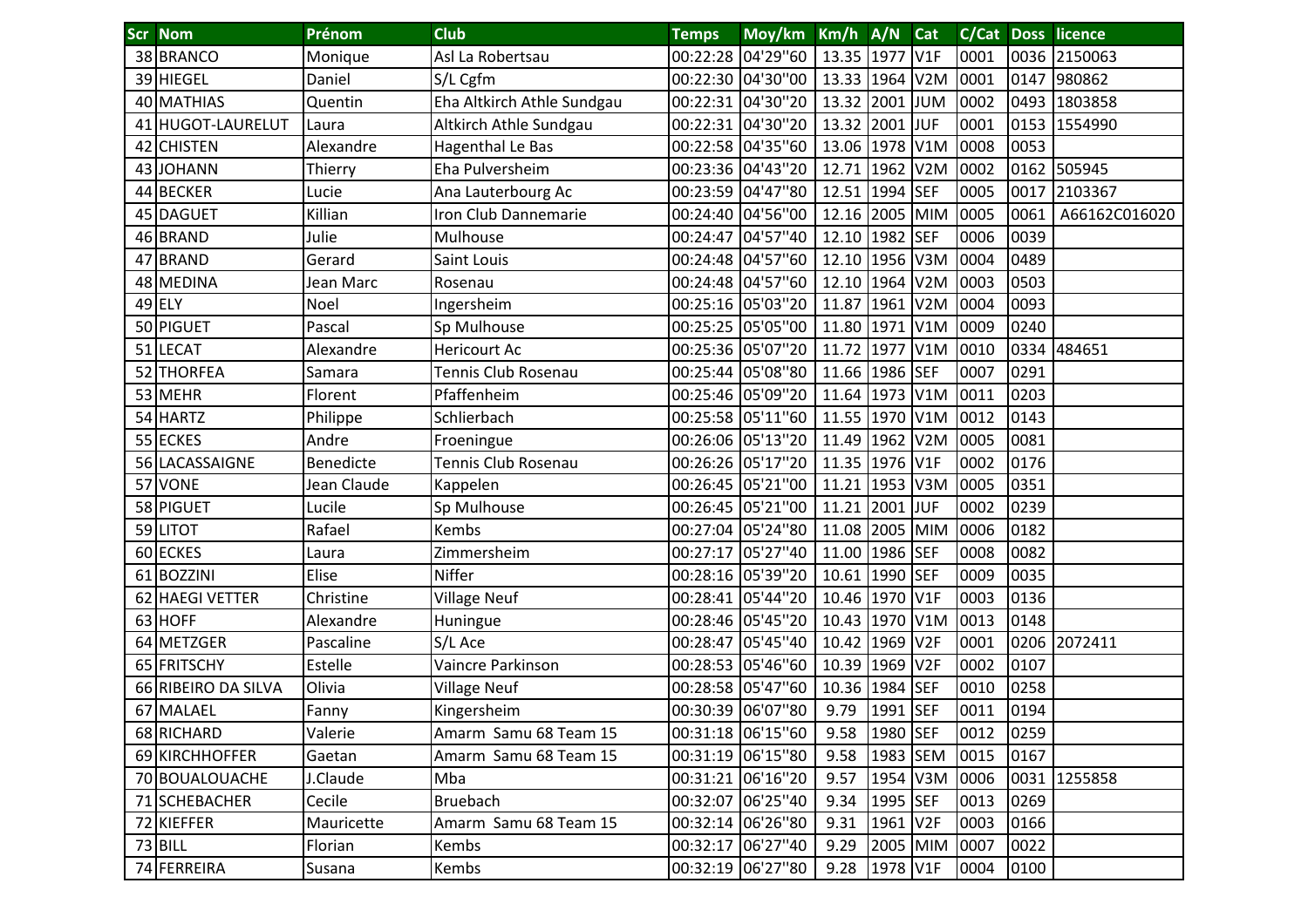| Scr | Nom | Prénom | Club | Temps | Moy/km | Km/h | A/N | Cat | C/Cat | Doss | licence |
|---|---|---|---|---|---|---|---|---|---|---|---|
| 38 | BRANCO | Monique | Asl La Robertsau | 00:22:28 | 04'29''60 | 13.35 | 1977 | V1F | 0001 | 0036 | 2150063 |
| 39 | HIEGEL | Daniel | S/L Cgfm | 00:22:30 | 04'30''00 | 13.33 | 1964 | V2M | 0001 | 0147 | 980862 |
| 40 | MATHIAS | Quentin | Eha Altkirch Athle Sundgau | 00:22:31 | 04'30''20 | 13.32 | 2001 | JUM | 0002 | 0493 | 1803858 |
| 41 | HUGOT-LAURELUT | Laura | Altkirch Athle Sundgau | 00:22:31 | 04'30''20 | 13.32 | 2001 | JUF | 0001 | 0153 | 1554990 |
| 42 | CHISTEN | Alexandre | Hagenthal Le Bas | 00:22:58 | 04'35''60 | 13.06 | 1978 | V1M | 0008 | 0053 | |
| 43 | JOHANN | Thierry | Eha Pulversheim | 00:23:36 | 04'43''20 | 12.71 | 1962 | V2M | 0002 | 0162 | 505945 |
| 44 | BECKER | Lucie | Ana Lauterbourg Ac | 00:23:59 | 04'47''80 | 12.51 | 1994 | SEF | 0005 | 0017 | 2103367 |
| 45 | DAGUET | Killian | Iron Club Dannemarie | 00:24:40 | 04'56''00 | 12.16 | 2005 | MIM | 0005 | 0061 | A66162C016020 |
| 46 | BRAND | Julie | Mulhouse | 00:24:47 | 04'57''40 | 12.10 | 1982 | SEF | 0006 | 0039 | |
| 47 | BRAND | Gerard | Saint Louis | 00:24:48 | 04'57''60 | 12.10 | 1956 | V3M | 0004 | 0489 | |
| 48 | MEDINA | Jean Marc | Rosenau | 00:24:48 | 04'57''60 | 12.10 | 1964 | V2M | 0003 | 0503 | |
| 49 | ELY | Noel | Ingersheim | 00:25:16 | 05'03''20 | 11.87 | 1961 | V2M | 0004 | 0093 | |
| 50 | PIGUET | Pascal | Sp Mulhouse | 00:25:25 | 05'05''00 | 11.80 | 1971 | V1M | 0009 | 0240 | |
| 51 | LECAT | Alexandre | Hericourt Ac | 00:25:36 | 05'07''20 | 11.72 | 1977 | V1M | 0010 | 0334 | 484651 |
| 52 | THORFEA | Samara | Tennis Club Rosenau | 00:25:44 | 05'08''80 | 11.66 | 1986 | SEF | 0007 | 0291 | |
| 53 | MEHR | Florent | Pfaffenheim | 00:25:46 | 05'09''20 | 11.64 | 1973 | V1M | 0011 | 0203 | |
| 54 | HARTZ | Philippe | Schlierbach | 00:25:58 | 05'11''60 | 11.55 | 1970 | V1M | 0012 | 0143 | |
| 55 | ECKES | Andre | Froeningue | 00:26:06 | 05'13''20 | 11.49 | 1962 | V2M | 0005 | 0081 | |
| 56 | LACASSAIGNE | Benedicte | Tennis Club Rosenau | 00:26:26 | 05'17''20 | 11.35 | 1976 | V1F | 0002 | 0176 | |
| 57 | VONE | Jean Claude | Kappelen | 00:26:45 | 05'21''00 | 11.21 | 1953 | V3M | 0005 | 0351 | |
| 58 | PIGUET | Lucile | Sp Mulhouse | 00:26:45 | 05'21''00 | 11.21 | 2001 | JUF | 0002 | 0239 | |
| 59 | LITOT | Rafael | Kembs | 00:27:04 | 05'24''80 | 11.08 | 2005 | MIM | 0006 | 0182 | |
| 60 | ECKES | Laura | Zimmersheim | 00:27:17 | 05'27''40 | 11.00 | 1986 | SEF | 0008 | 0082 | |
| 61 | BOZZINI | Elise | Niffer | 00:28:16 | 05'39''20 | 10.61 | 1990 | SEF | 0009 | 0035 | |
| 62 | HAEGI VETTER | Christine | Village Neuf | 00:28:41 | 05'44''20 | 10.46 | 1970 | V1F | 0003 | 0136 | |
| 63 | HOFF | Alexandre | Huningue | 00:28:46 | 05'45''20 | 10.43 | 1970 | V1M | 0013 | 0148 | |
| 64 | METZGER | Pascaline | S/L Ace | 00:28:47 | 05'45''40 | 10.42 | 1969 | V2F | 0001 | 0206 | 2072411 |
| 65 | FRITSCHY | Estelle | Vaincre Parkinson | 00:28:53 | 05'46''60 | 10.39 | 1969 | V2F | 0002 | 0107 | |
| 66 | RIBEIRO DA SILVA | Olivia | Village Neuf | 00:28:58 | 05'47''60 | 10.36 | 1984 | SEF | 0010 | 0258 | |
| 67 | MALAEL | Fanny | Kingersheim | 00:30:39 | 06'07''80 | 9.79 | 1991 | SEF | 0011 | 0194 | |
| 68 | RICHARD | Valerie | Amarm Samu 68 Team 15 | 00:31:18 | 06'15''60 | 9.58 | 1980 | SEF | 0012 | 0259 | |
| 69 | KIRCHHOFFER | Gaetan | Amarm Samu 68 Team 15 | 00:31:19 | 06'15''80 | 9.58 | 1983 | SEM | 0015 | 0167 | |
| 70 | BOUALOUACHE | J.Claude | Mba | 00:31:21 | 06'16''20 | 9.57 | 1954 | V3M | 0006 | 0031 | 1255858 |
| 71 | SCHEBACHER | Cecile | Bruebach | 00:32:07 | 06'25''40 | 9.34 | 1995 | SEF | 0013 | 0269 | |
| 72 | KIEFFER | Mauricette | Amarm Samu 68 Team 15 | 00:32:14 | 06'26''80 | 9.31 | 1961 | V2F | 0003 | 0166 | |
| 73 | BILL | Florian | Kembs | 00:32:17 | 06'27''40 | 9.29 | 2005 | MIM | 0007 | 0022 | |
| 74 | FERREIRA | Susana | Kembs | 00:32:19 | 06'27''80 | 9.28 | 1978 | V1F | 0004 | 0100 | |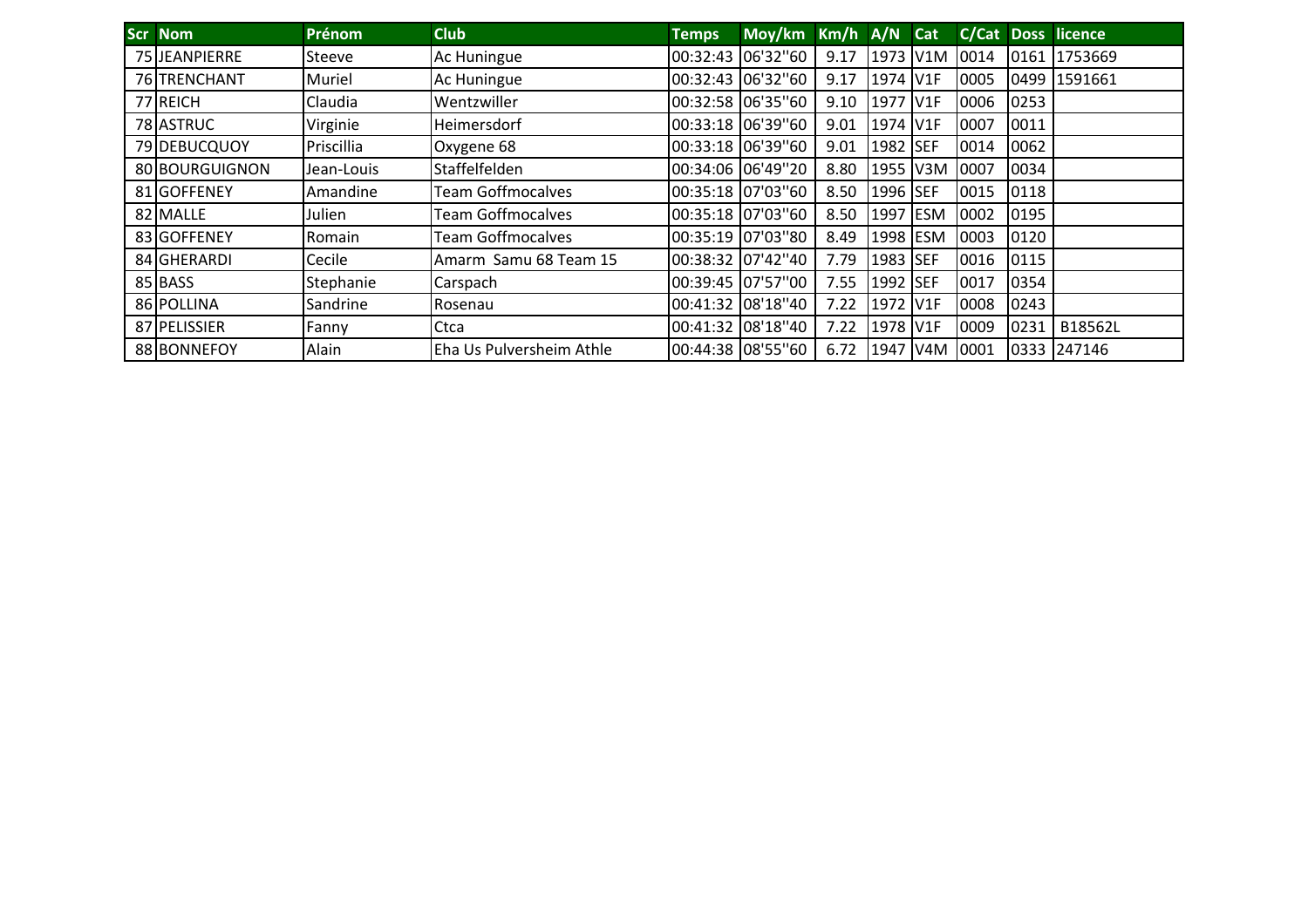| Scr | Nom | Prénom | Club | Temps | Moy/km | Km/h | A/N | Cat | C/Cat | Doss | licence |
|---|---|---|---|---|---|---|---|---|---|---|---|
| 75 | JEANPIERRE | Steeve | Ac Huningue | 00:32:43 | 06'32''60 | 9.17 | 1973 | V1M | 0014 | 0161 | 1753669 |
| 76 | TRENCHANT | Muriel | Ac Huningue | 00:32:43 | 06'32''60 | 9.17 | 1974 | V1F | 0005 | 0499 | 1591661 |
| 77 | REICH | Claudia | Wentzwiller | 00:32:58 | 06'35''60 | 9.10 | 1977 | V1F | 0006 | 0253 | |
| 78 | ASTRUC | Virginie | Heimersdorf | 00:33:18 | 06'39''60 | 9.01 | 1974 | V1F | 0007 | 0011 | |
| 79 | DEBUCQUOY | Priscillia | Oxygene 68 | 00:33:18 | 06'39''60 | 9.01 | 1982 | SEF | 0014 | 0062 | |
| 80 | BOURGUIGNON | Jean-Louis | Staffelfelden | 00:34:06 | 06'49''20 | 8.80 | 1955 | V3M | 0007 | 0034 | |
| 81 | GOFFENEY | Amandine | Team Goffmocalves | 00:35:18 | 07'03''60 | 8.50 | 1996 | SEF | 0015 | 0118 | |
| 82 | MALLE | Julien | Team Goffmocalves | 00:35:18 | 07'03''60 | 8.50 | 1997 | ESM | 0002 | 0195 | |
| 83 | GOFFENEY | Romain | Team Goffmocalves | 00:35:19 | 07'03''80 | 8.49 | 1998 | ESM | 0003 | 0120 | |
| 84 | GHERARDI | Cecile | Amarm Samu 68 Team 15 | 00:38:32 | 07'42''40 | 7.79 | 1983 | SEF | 0016 | 0115 | |
| 85 | BASS | Stephanie | Carspach | 00:39:45 | 07'57''00 | 7.55 | 1992 | SEF | 0017 | 0354 | |
| 86 | POLLINA | Sandrine | Rosenau | 00:41:32 | 08'18''40 | 7.22 | 1972 | V1F | 0008 | 0243 | |
| 87 | PELISSIER | Fanny | Ctca | 00:41:32 | 08'18''40 | 7.22 | 1978 | V1F | 0009 | 0231 | B18562L |
| 88 | BONNEFOY | Alain | Eha Us Pulversheim Athle | 00:44:38 | 08'55''60 | 6.72 | 1947 | V4M | 0001 | 0333 | 247146 |